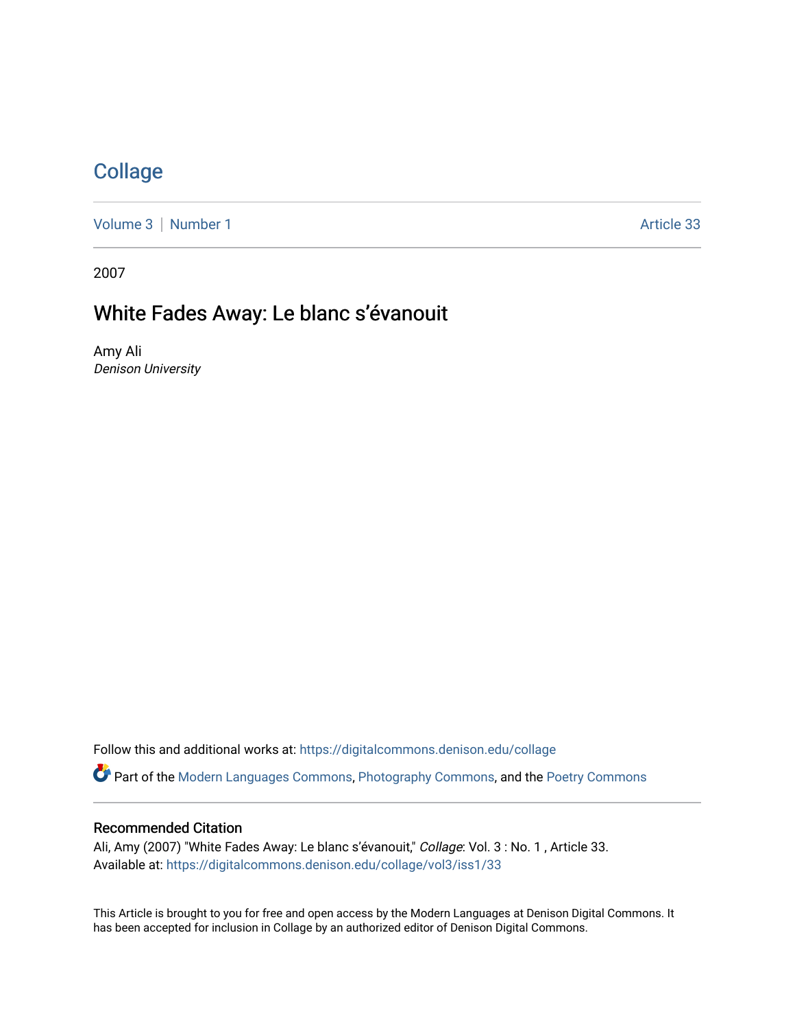# Collage

Volume 3 | Number 1 Article 33

2007

## White Fades Away: Le blanc s’évanouit

Amy Ali
*Denison University*

Follow this and additional works at: https://digitalcommons.denison.edu/collage

Part of the Modern Languages Commons, Photography Commons, and the Poetry Commons

### Recommended Citation

Ali, Amy (2007) "White Fades Away: Le blanc s’évanouit," *Collage*: Vol. 3 : No. 1 , Article 33.
Available at: https://digitalcommons.denison.edu/collage/vol3/iss1/33

This Article is brought to you for free and open access by the Modern Languages at Denison Digital Commons. It has been accepted for inclusion in Collage by an authorized editor of Denison Digital Commons.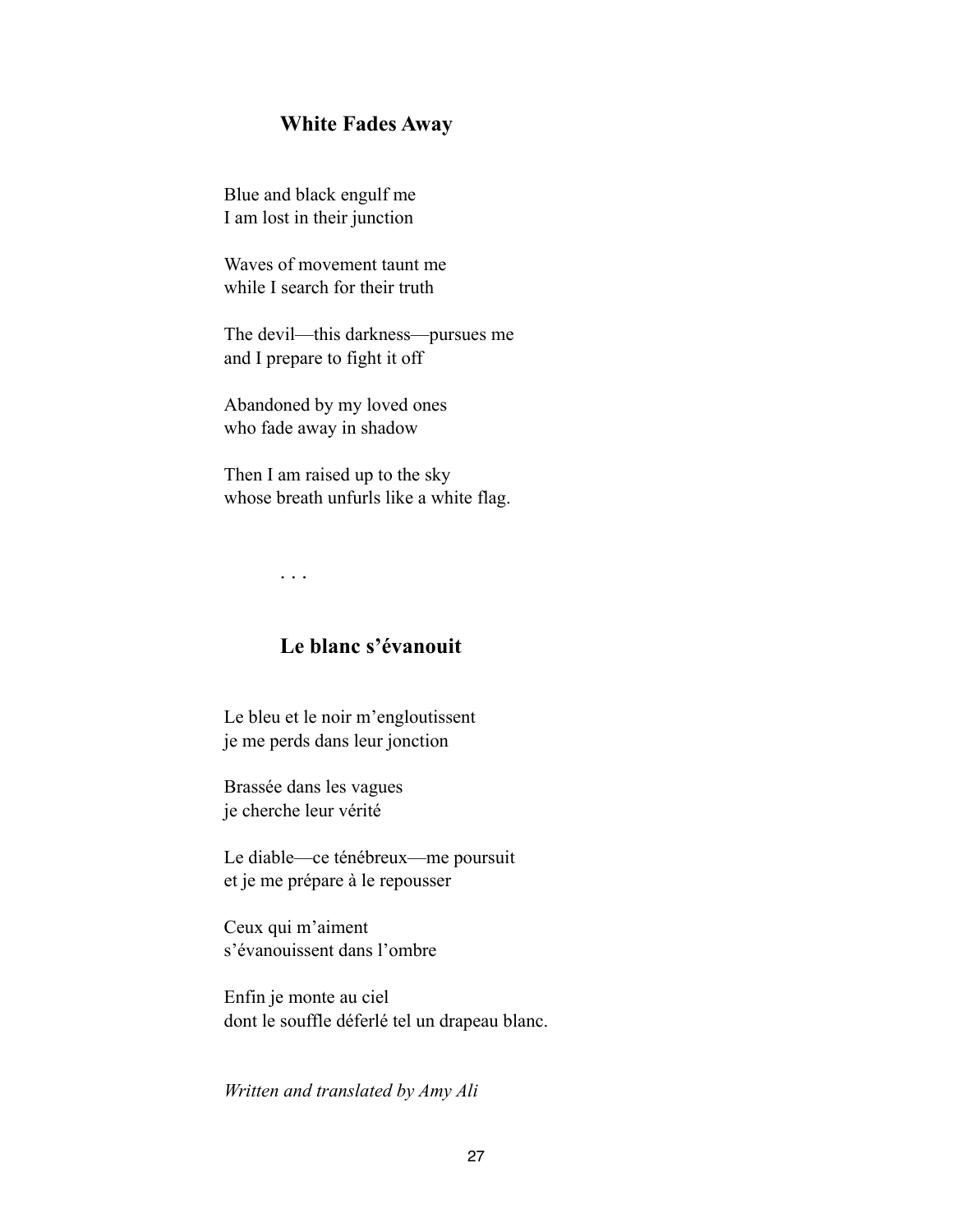## White Fades Away

Blue and black engulf me  
I am lost in their junction

Waves of movement taunt me  
while I search for their truth

The devil—this darkness—pursues me  
and I prepare to fight it off

Abandoned by my loved ones  
who fade away in shadow

Then I am raised up to the sky  
whose breath unfurls like a white flag.

. . .

## Le blanc s'évanouit

Le bleu et le noir m'engloutissent  
je me perds dans leur jonction

Brassée dans les vagues  
je cherche leur vérité

Le diable—ce ténébreux—me poursuit  
et je me prépare à le repousser

Ceux qui m'aiment  
s'évanouissent dans l'ombre

Enfin je monte au ciel  
dont le souffle déferlé tel un drapeau blanc.

*Written and translated by Amy Ali*